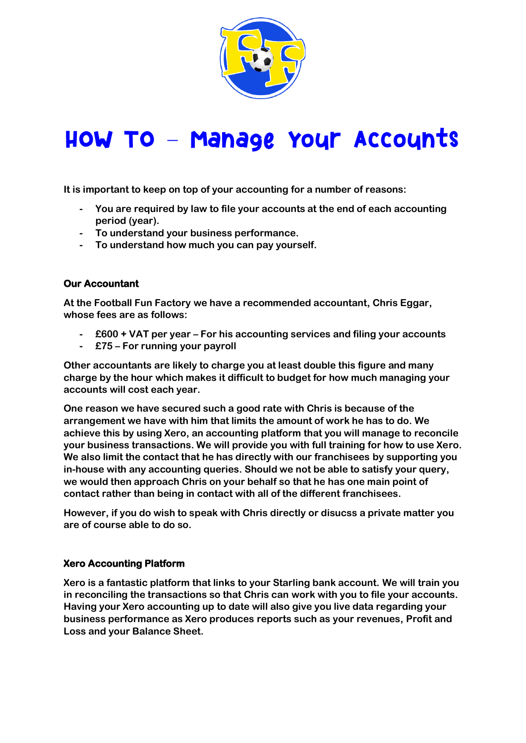# How To – Manage Your Accounts

**It is important to keep on top of your accounting for a number of reasons:**

- **You are required by law to file your accounts at the end of each accounting period (year).**
- **To understand your business performance.**
- **To understand how much you can pay yourself.**

## Our Accountant

**At the Football Fun Factory we have a recommended accountant, Chris Eggar, whose fees are as follows:**

- **£600 + VAT per year – For his accounting services and filing your accounts**
- **£75 – For running your payroll**

**Other accountants are likely to charge you at least double this figure and many charge by the hour which makes it difficult to budget for how much managing your accounts will cost each year.**

**One reason we have secured such a good rate with Chris is because of the arrangement we have with him that limits the amount of work he has to do. We achieve this by using Xero, an accounting platform that you will manage to reconcile your business transactions. We will provide you with full training for how to use Xero. We also limit the contact that he has directly with our franchisees by supporting you in-house with any accounting queries. Should we not be able to satisfy your query, we would then approach Chris on your behalf so that he has one main point of contact rather than being in contact with all of the different franchisees.**

**However, if you do wish to speak with Chris directly or disucss a private matter you are of course able to do so.**

## Xero Accounting Platform

**Xero is a fantastic platform that links to your Starling bank account. We will train you in reconciling the transactions so that Chris can work with you to file your accounts. Having your Xero accounting up to date will also give you live data regarding your business performance as Xero produces reports such as your revenues, Profit and Loss and your Balance Sheet.**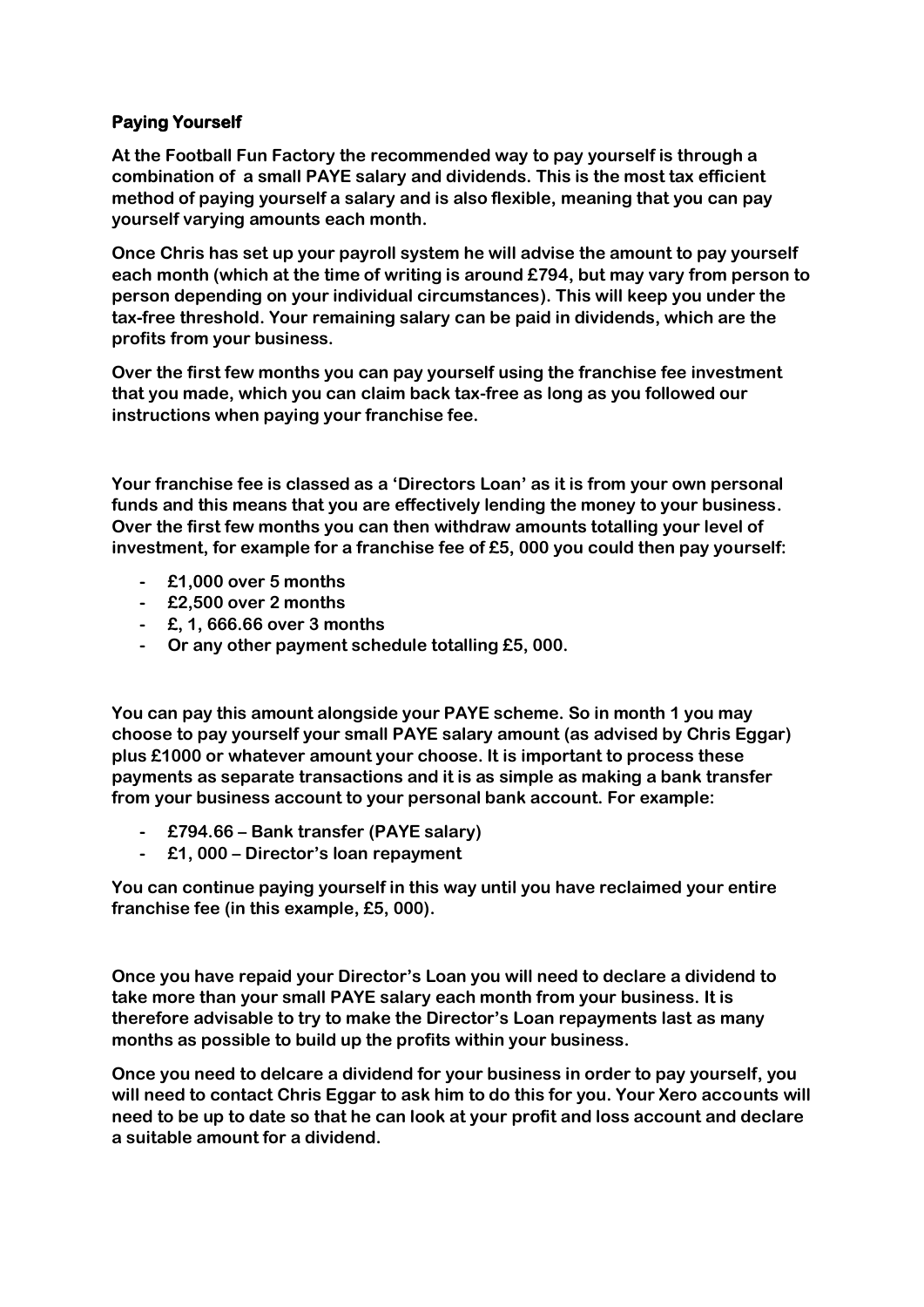## Paying Yourself

**At the Football Fun Factory the recommended way to pay yourself is through a combination of a small PAYE salary and dividends. This is the most tax efficient method of paying yourself a salary and is also flexible, meaning that you can pay yourself varying amounts each month.**

**Once Chris has set up your payroll system he will advise the amount to pay yourself each month (which at the time of writing is around £794, but may vary from person to person depending on your individual circumstances). This will keep you under the tax-free threshold. Your remaining salary can be paid in dividends, which are the profits from your business.**

**Over the first few months you can pay yourself using the franchise fee investment that you made, which you can claim back tax-free as long as you followed our instructions when paying your franchise fee.**

**Your franchise fee is classed as a 'Directors Loan' as it is from your own personal funds and this means that you are effectively lending the money to your business. Over the first few months you can then withdraw amounts totalling your level of investment, for example for a franchise fee of £5, 000 you could then pay yourself:**

- **£1,000 over 5 months**
- **£2,500 over 2 months**
- **£, 1, 666.66 over 3 months**
- **Or any other payment schedule totalling £5, 000.**

**You can pay this amount alongside your PAYE scheme. So in month 1 you may choose to pay yourself your small PAYE salary amount (as advised by Chris Eggar) plus £1000 or whatever amount your choose. It is important to process these payments as separate transactions and it is as simple as making a bank transfer from your business account to your personal bank account. For example:**

- **£794.66 – Bank transfer (PAYE salary)**
- **£1, 000 – Director's loan repayment**

**You can continue paying yourself in this way until you have reclaimed your entire franchise fee (in this example, £5, 000).**

**Once you have repaid your Director's Loan you will need to declare a dividend to take more than your small PAYE salary each month from your business. It is therefore advisable to try to make the Director's Loan repayments last as many months as possible to build up the profits within your business.**

**Once you need to delcare a dividend for your business in order to pay yourself, you will need to contact Chris Eggar to ask him to do this for you. Your Xero accounts will need to be up to date so that he can look at your profit and loss account and declare a suitable amount for a dividend.**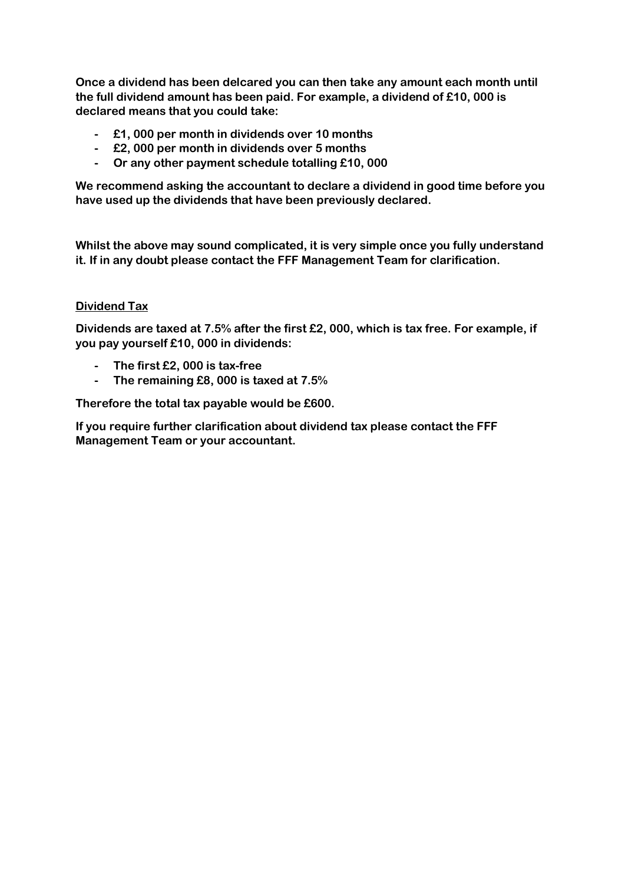**Once a dividend has been delcared you can then take any amount each month until the full dividend amount has been paid. For example, a dividend of £10, 000 is declared means that you could take:**

- **£1, 000 per month in dividends over 10 months**
- **£2, 000 per month in dividends over 5 months**
- **Or any other payment schedule totalling £10, 000**

**We recommend asking the accountant to declare a dividend in good time before you have used up the dividends that have been previously declared.**

**Whilst the above may sound complicated, it is very simple once you fully understand it. If in any doubt please contact the FFF Management Team for clarification.**

**<u>Dividend Tax</u>**

**Dividends are taxed at 7.5% after the first £2, 000, which is tax free. For example, if you pay yourself £10, 000 in dividends:**

- **The first £2, 000 is tax-free**
- **The remaining £8, 000 is taxed at 7.5%**

**Therefore the total tax payable would be £600.**

**If you require further clarification about dividend tax please contact the FFF Management Team or your accountant.**